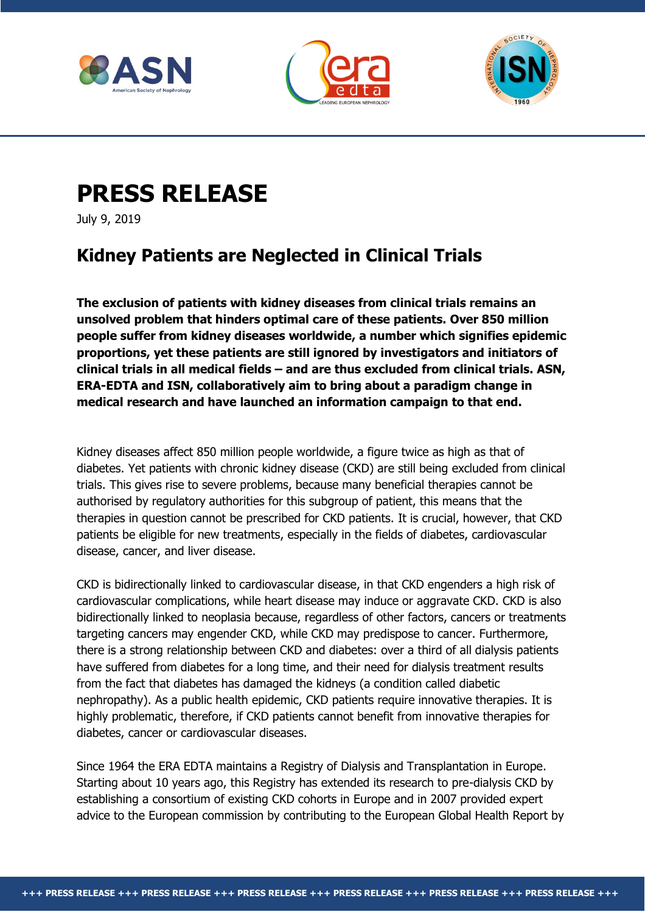# PRESS RELEASE

July 9, 2019

## Kidney Patients are Neglected in Clinical Trials

**The exclusion of patients with kidney diseases from clinical trials remains an unsolved problem that hinders optimal care of these patients. Over 850 million people suffer from kidney diseases worldwide, a number which signifies epidemic proportions, yet these patients are still ignored by investigators and initiators of clinical trials in all medical fields – and are thus excluded from clinical trials. ASN, ERA-EDTA and ISN, collaboratively aim to bring about a paradigm change in medical research and have launched an information campaign to that end.**

Kidney diseases affect 850 million people worldwide, a figure twice as high as that of diabetes. Yet patients with chronic kidney disease (CKD) are still being excluded from clinical trials. This gives rise to severe problems, because many beneficial therapies cannot be authorised by regulatory authorities for this subgroup of patient, this means that the therapies in question cannot be prescribed for CKD patients. It is crucial, however, that CKD patients be eligible for new treatments, especially in the fields of diabetes, cardiovascular disease, cancer, and liver disease.

CKD is bidirectionally linked to cardiovascular disease, in that CKD engenders a high risk of cardiovascular complications, while heart disease may induce or aggravate CKD. CKD is also bidirectionally linked to neoplasia because, regardless of other factors, cancers or treatments targeting cancers may engender CKD, while CKD may predispose to cancer. Furthermore, there is a strong relationship between CKD and diabetes: over a third of all dialysis patients have suffered from diabetes for a long time, and their need for dialysis treatment results from the fact that diabetes has damaged the kidneys (a condition called diabetic nephropathy). As a public health epidemic, CKD patients require innovative therapies. It is highly problematic, therefore, if CKD patients cannot benefit from innovative therapies for diabetes, cancer or cardiovascular diseases.

Since 1964 the ERA EDTA maintains a Registry of Dialysis and Transplantation in Europe. Starting about 10 years ago, this Registry has extended its research to pre-dialysis CKD by establishing a consortium of existing CKD cohorts in Europe and in 2007 provided expert advice to the European commission by contributing to the European Global Health Report by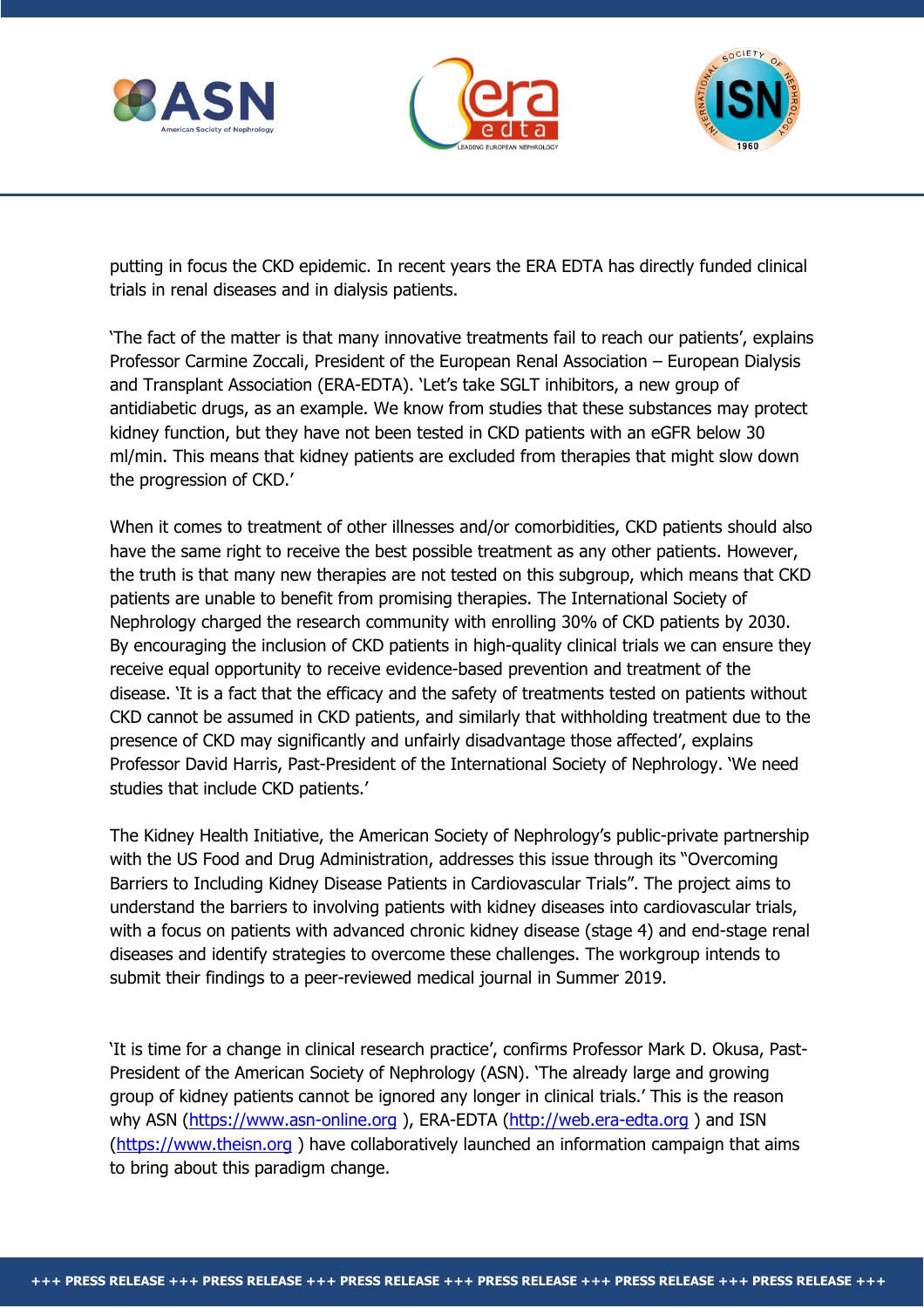putting in focus the CKD epidemic. In recent years the ERA EDTA has directly funded clinical trials in renal diseases and in dialysis patients.

'The fact of the matter is that many innovative treatments fail to reach our patients', explains Professor Carmine Zoccali, President of the European Renal Association – European Dialysis and Transplant Association (ERA-EDTA). 'Let's take SGLT inhibitors, a new group of antidiabetic drugs, as an example. We know from studies that these substances may protect kidney function, but they have not been tested in CKD patients with an eGFR below 30 ml/min. This means that kidney patients are excluded from therapies that might slow down the progression of CKD.'

When it comes to treatment of other illnesses and/or comorbidities, CKD patients should also have the same right to receive the best possible treatment as any other patients. However, the truth is that many new therapies are not tested on this subgroup, which means that CKD patients are unable to benefit from promising therapies. The International Society of Nephrology charged the research community with enrolling 30% of CKD patients by 2030. By encouraging the inclusion of CKD patients in high-quality clinical trials we can ensure they receive equal opportunity to receive evidence-based prevention and treatment of the disease. 'It is a fact that the efficacy and the safety of treatments tested on patients without CKD cannot be assumed in CKD patients, and similarly that withholding treatment due to the presence of CKD may significantly and unfairly disadvantage those affected', explains Professor David Harris, Past-President of the International Society of Nephrology. 'We need studies that include CKD patients.'

The Kidney Health Initiative, the American Society of Nephrology's public-private partnership with the US Food and Drug Administration, addresses this issue through its "Overcoming Barriers to Including Kidney Disease Patients in Cardiovascular Trials". The project aims to understand the barriers to involving patients with kidney diseases into cardiovascular trials, with a focus on patients with advanced chronic kidney disease (stage 4) and end-stage renal diseases and identify strategies to overcome these challenges. The workgroup intends to submit their findings to a peer-reviewed medical journal in Summer 2019.

'It is time for a change in clinical research practice', confirms Professor Mark D. Okusa, Past-President of the American Society of Nephrology (ASN). 'The already large and growing group of kidney patients cannot be ignored any longer in clinical trials.' This is the reason why ASN (https://www.asn-online.org ), ERA-EDTA (http://web.era-edta.org ) and ISN (https://www.theisn.org ) have collaboratively launched an information campaign that aims to bring about this paradigm change.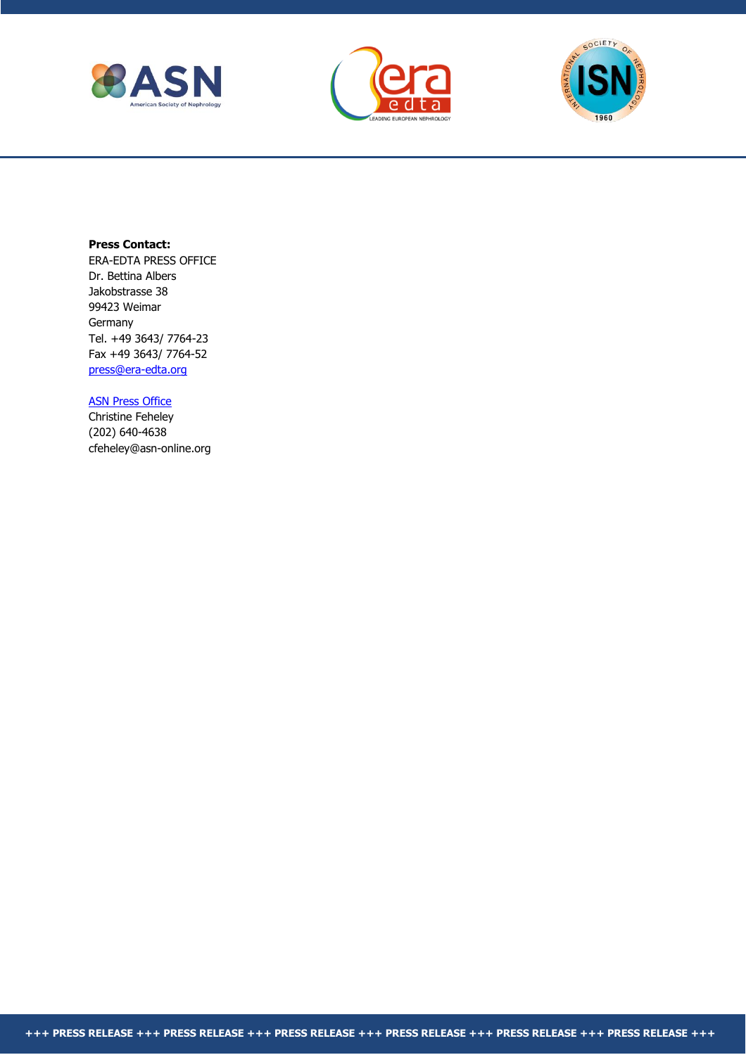**Press Contact:**
ERA-EDTA PRESS OFFICE
Dr. Bettina Albers
Jakobstrasse 38
99423 Weimar
Germany
Tel. +49 3643/ 7764-23
Fax +49 3643/ 7764-52
press@era-edta.org

ASN Press Office
Christine Feheley
(202) 640-4638
cfeheley@asn-online.org